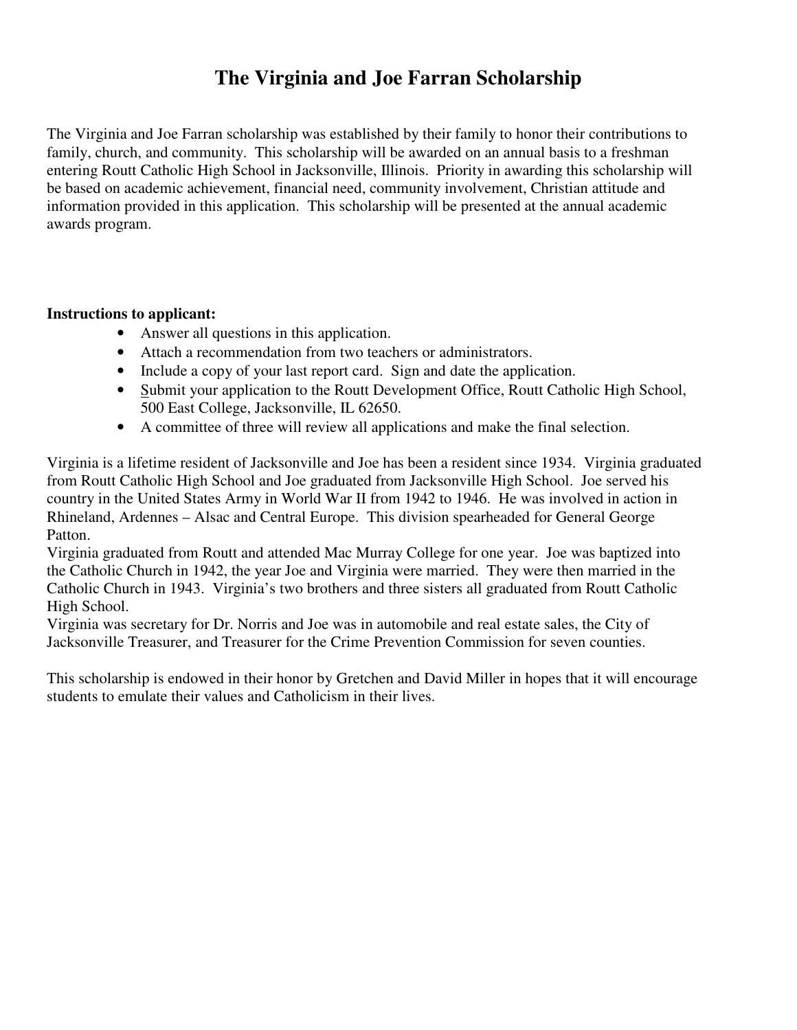# The Virginia and Joe Farran Scholarship

The Virginia and Joe Farran scholarship was established by their family to honor their contributions to family, church, and community. This scholarship will be awarded on an annual basis to a freshman entering Routt Catholic High School in Jacksonville, Illinois. Priority in awarding this scholarship will be based on academic achievement, financial need, community involvement, Christian attitude and information provided in this application. This scholarship will be presented at the annual academic awards program.

**Instructions to applicant:**

- Answer all questions in this application.
- Attach a recommendation from two teachers or administrators.
- Include a copy of your last report card. Sign and date the application.
- Submit your application to the Routt Development Office, Routt Catholic High School, 500 East College, Jacksonville, IL 62650.
- A committee of three will review all applications and make the final selection.

Virginia is a lifetime resident of Jacksonville and Joe has been a resident since 1934. Virginia graduated from Routt Catholic High School and Joe graduated from Jacksonville High School. Joe served his country in the United States Army in World War II from 1942 to 1946. He was involved in action in Rhineland, Ardennes – Alsac and Central Europe. This division spearheaded for General George Patton.

Virginia graduated from Routt and attended Mac Murray College for one year. Joe was baptized into the Catholic Church in 1942, the year Joe and Virginia were married. They were then married in the Catholic Church in 1943. Virginia's two brothers and three sisters all graduated from Routt Catholic High School.

Virginia was secretary for Dr. Norris and Joe was in automobile and real estate sales, the City of Jacksonville Treasurer, and Treasurer for the Crime Prevention Commission for seven counties.

This scholarship is endowed in their honor by Gretchen and David Miller in hopes that it will encourage students to emulate their values and Catholicism in their lives.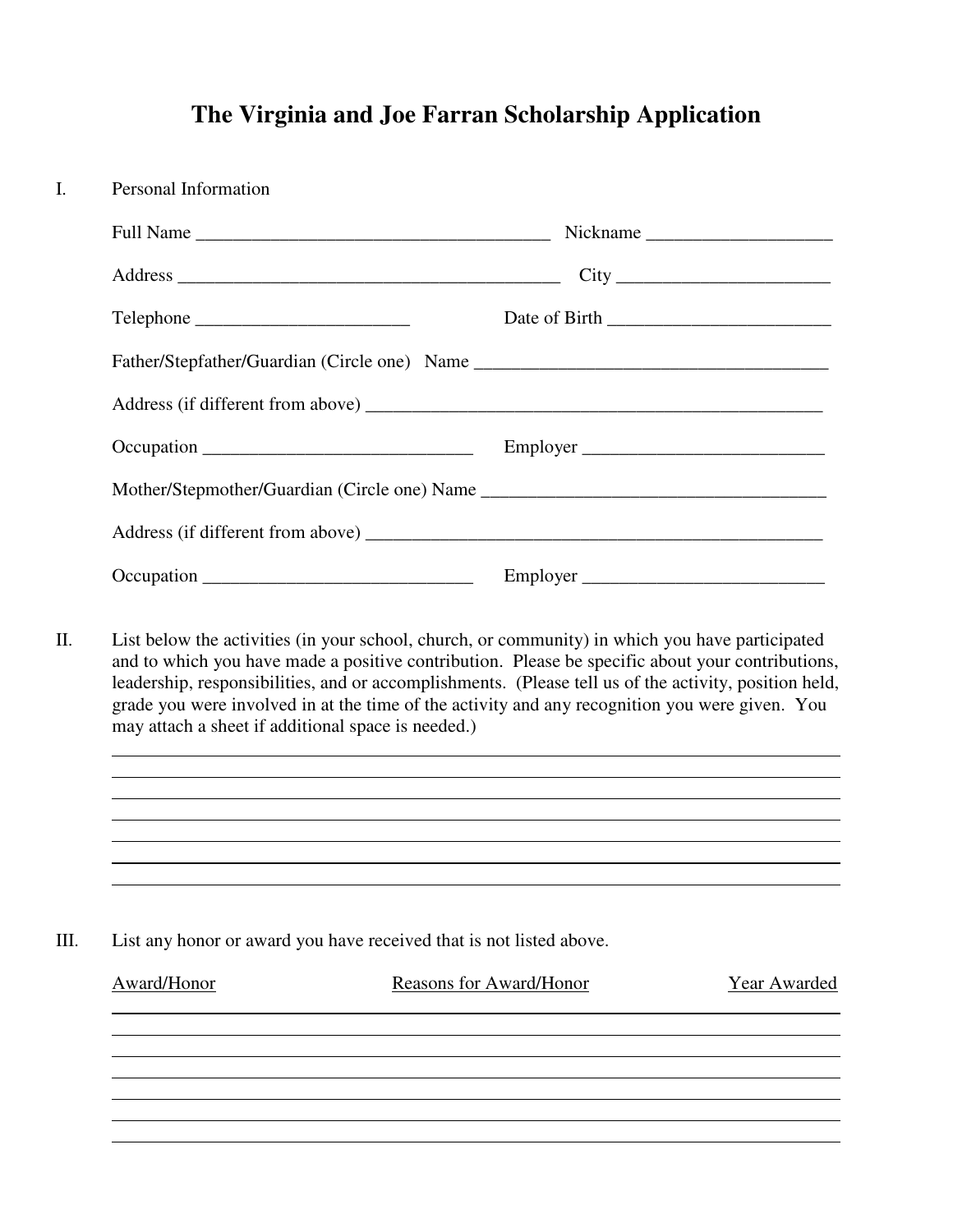# The Virginia and Joe Farran Scholarship Application

I. Personal Information

Full Name ______________________________________ Nickname ___________________

Address _________________________________________ City ______________________

Telephone _______________________ Date of Birth ________________________

Father/Stepfather/Guardian (Circle one) Name ______________________________________

Address (if different from above) __________________________________________________

Occupation _____________________________ Employer _________________________

Mother/Stepmother/Guardian (Circle one) Name _____________________________________

Address (if different from above) __________________________________________________

Occupation _____________________________ Employer _________________________

II. List below the activities (in your school, church, or community) in which you have participated and to which you have made a positive contribution. Please be specific about your contributions, leadership, responsibilities, and or accomplishments. (Please tell us of the activity, position held, grade you were involved in at the time of the activity and any recognition you were given. You may attach a sheet if additional space is needed.)

_____________________________________________________________________________

_____________________________________________________________________________

_____________________________________________________________________________

_____________________________________________________________________________

_____________________________________________________________________________

_____________________________________________________________________________

_____________________________________________________________________________

III. List any honor or award you have received that is not listed above.

| Award/Honor | Reasons for Award/Honor | Year Awarded |
|---|---|---|
| | | |
| | | |
| | | |
| | | |
| | | |
| | | |
| | | |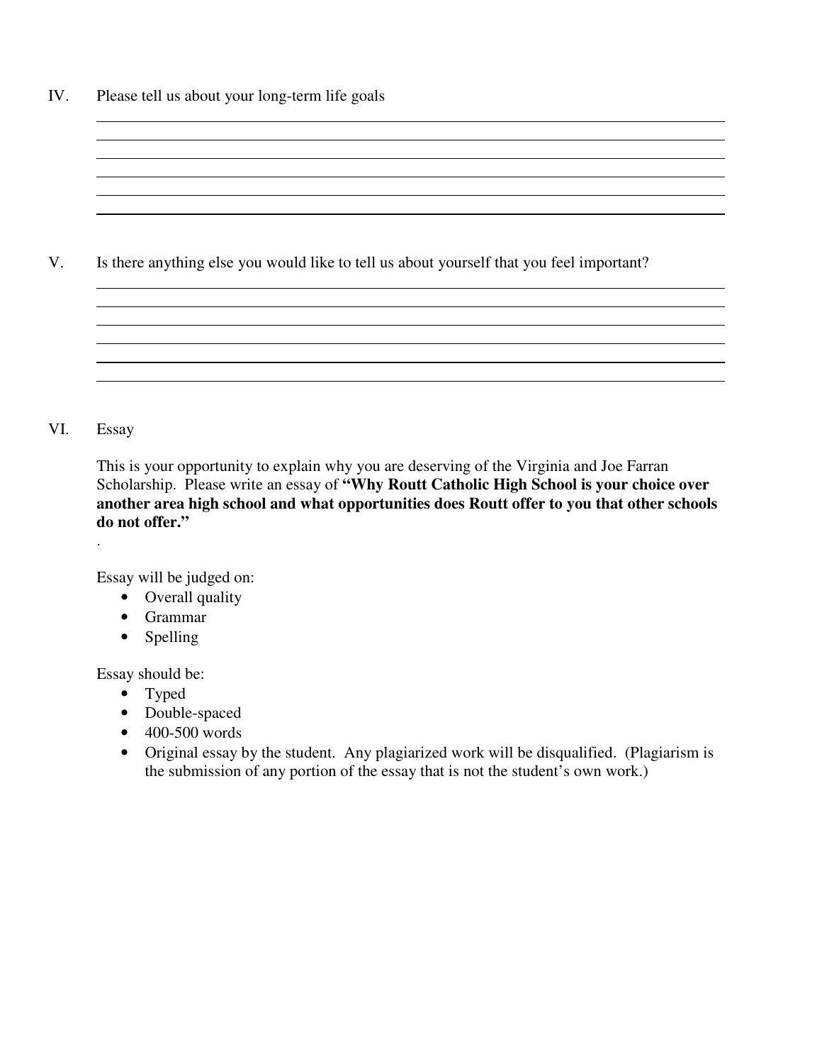IV. Please tell us about your long-term life goals

V. Is there anything else you would like to tell us about yourself that you feel important?

VI. Essay

This is your opportunity to explain why you are deserving of the Virginia and Joe Farran Scholarship. Please write an essay of **"Why Routt Catholic High School is your choice over another area high school and what opportunities does Routt offer to you that other schools do not offer."**

.

Essay will be judged on:

- Overall quality
- Grammar
- Spelling

Essay should be:

- Typed
- Double-spaced
- 400-500 words
- Original essay by the student. Any plagiarized work will be disqualified. (Plagiarism is the submission of any portion of the essay that is not the student's own work.)